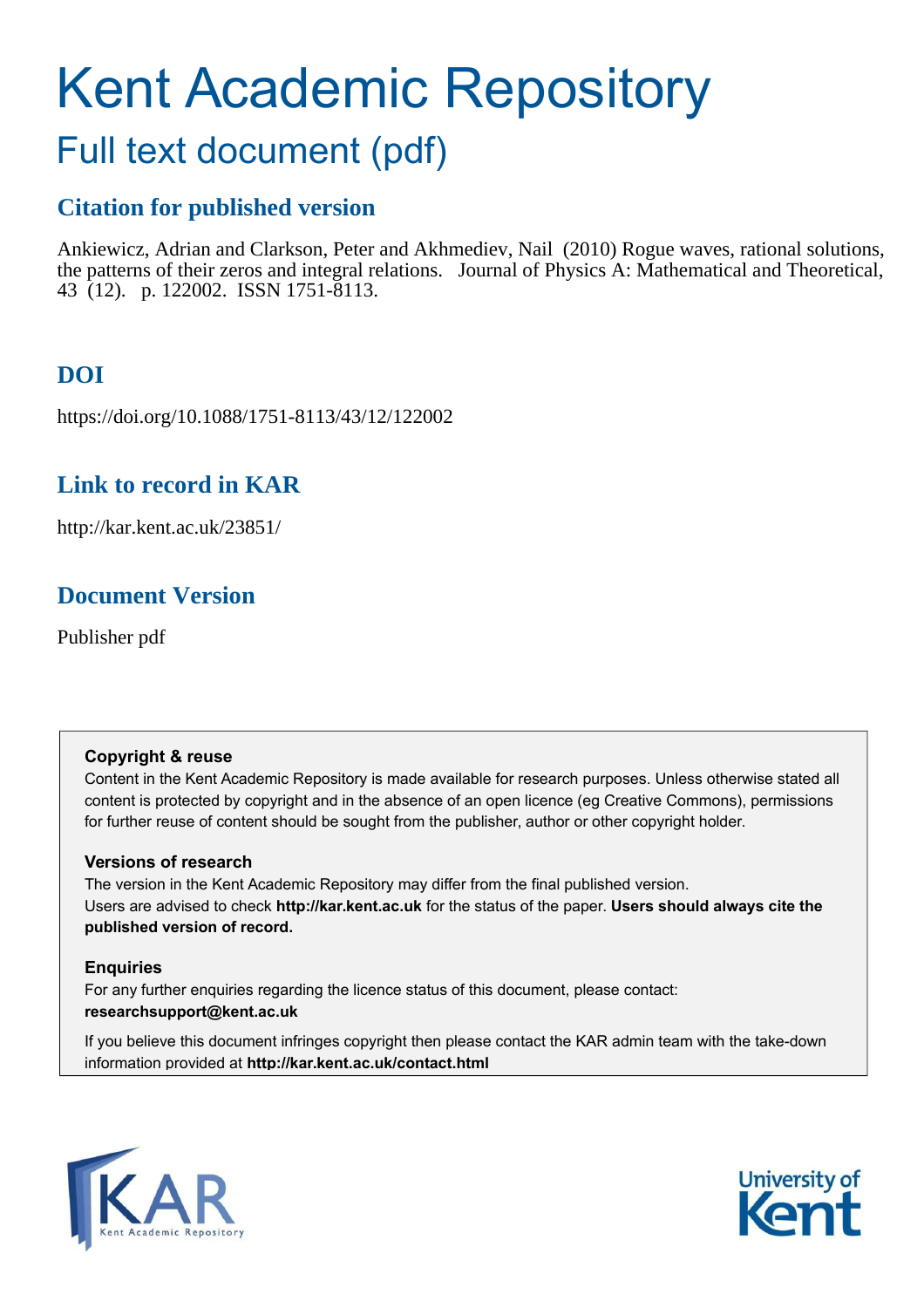# Kent Academic Repository

## Full text document (pdf)

### Citation for published version

Ankiewicz, Adrian and Clarkson, Peter and Akhmediev, Nail (2010) Rogue waves, rational solutions, the patterns of their zeros and integral relations. Journal of Physics A: Mathematical and Theoretical, 43 (12). p. 122002. ISSN 1751-8113.

### DOI

https://doi.org/10.1088/1751-8113/43/12/122002

### Link to record in KAR

http://kar.kent.ac.uk/23851/

### Document Version

Publisher pdf

**Copyright & reuse**

Content in the Kent Academic Repository is made available for research purposes. Unless otherwise stated all content is protected by copyright and in the absence of an open licence (eg Creative Commons), permissions for further reuse of content should be sought from the publisher, author or other copyright holder.

**Versions of research**

The version in the Kent Academic Repository may differ from the final published version. Users are advised to check **http://kar.kent.ac.uk** for the status of the paper. **Users should always cite the published version of record.**

**Enquiries**

For any further enquiries regarding the licence status of this document, please contact: **researchsupport@kent.ac.uk**

If you believe this document infringes copyright then please contact the KAR admin team with the take-down information provided at **http://kar.kent.ac.uk/contact.html**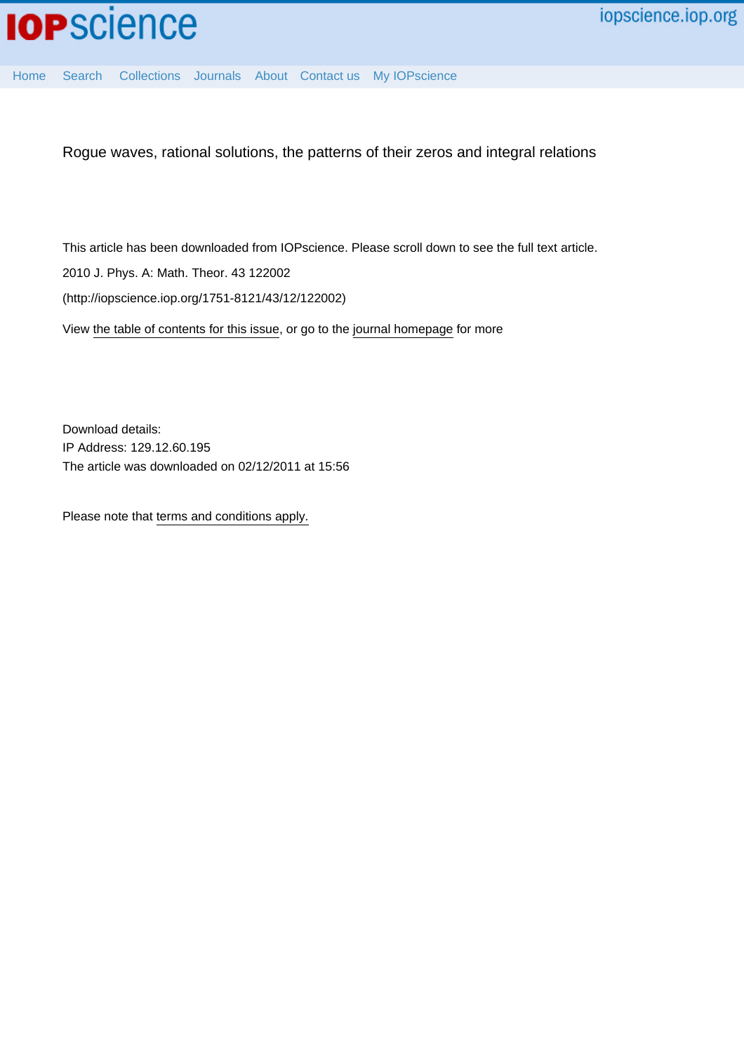Rogue waves, rational solutions, the patterns of their zeros and integral relations

This article has been downloaded from IOPscience. Please scroll down to see the full text article.

2010 J. Phys. A: Math. Theor. 43 122002

(http://iopscience.iop.org/1751-8121/43/12/122002)

View the table of contents for this issue, or go to the journal homepage for more

Download details:

IP Address: 129.12.60.195

The article was downloaded on 02/12/2011 at 15:56

Please note that terms and conditions apply.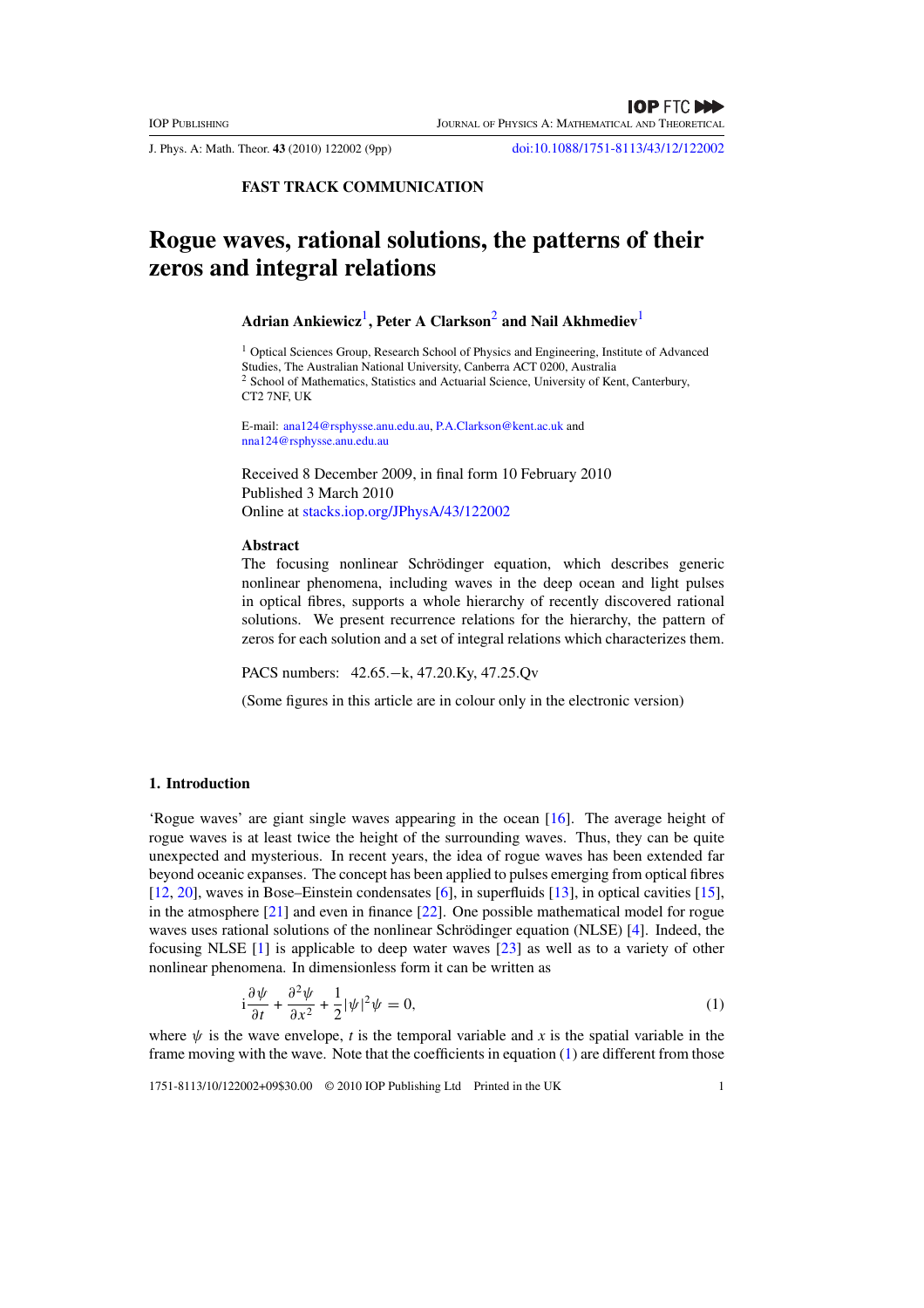FAST TRACK COMMUNICATION

# Rogue waves, rational solutions, the patterns of their zeros and integral relations

**Adrian Ankiewicz**[1], **Peter A Clarkson**[2] **and Nail Akhmediev**[1]

[1] Optical Sciences Group, Research School of Physics and Engineering, Institute of Advanced Studies, The Australian National University, Canberra ACT 0200, Australia

[2] School of Mathematics, Statistics and Actuarial Science, University of Kent, Canterbury, CT2 7NF, UK

E-mail: ana124@rsphysse.anu.edu.au, P.A.Clarkson@kent.ac.uk and nna124@rsphysse.anu.edu.au

Received 8 December 2009, in final form 10 February 2010
Published 3 March 2010
Online at stacks.iop.org/JPhysA/43/122002

## Abstract

The focusing nonlinear Schrödinger equation, which describes generic nonlinear phenomena, including waves in the deep ocean and light pulses in optical fibres, supports a whole hierarchy of recently discovered rational solutions. We present recurrence relations for the hierarchy, the pattern of zeros for each solution and a set of integral relations which characterizes them.

PACS numbers: 42.65.−k, 47.20.Ky, 47.25.Qv

(Some figures in this article are in colour only in the electronic version)

## 1. Introduction

'Rogue waves' are giant single waves appearing in the ocean [16]. The average height of rogue waves is at least twice the height of the surrounding waves. Thus, they can be quite unexpected and mysterious. In recent years, the idea of rogue waves has been extended far beyond oceanic expanses. The concept has been applied to pulses emerging from optical fibres [12, 20], waves in Bose–Einstein condensates [6], in superfluids [13], in optical cavities [15], in the atmosphere [21] and even in finance [22]. One possible mathematical model for rogue waves uses rational solutions of the nonlinear Schrödinger equation (NLSE) [4]. Indeed, the focusing NLSE [1] is applicable to deep water waves [23] as well as to a variety of other nonlinear phenomena. In dimensionless form it can be written as

$$\mathrm{i}\frac{\partial \psi}{\partial t} + \frac{\partial^2 \psi}{\partial x^2} + \frac{1}{2}|\psi|^2\psi = 0, \tag{1}$$

where $\psi$ is the wave envelope, $t$ is the temporal variable and $x$ is the spatial variable in the frame moving with the wave. Note that the coefficients in equation (1) are different from those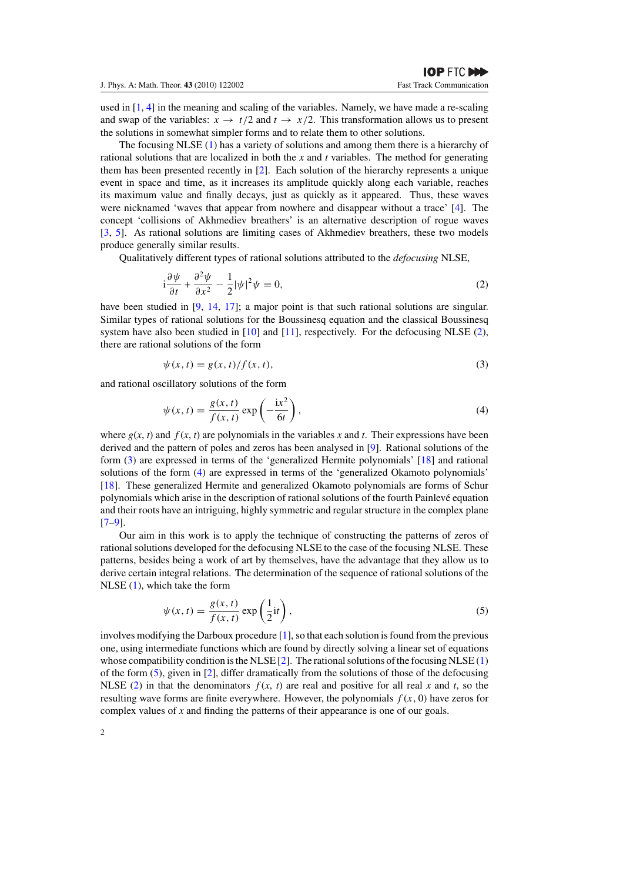used in [1, 4] in the meaning and scaling of the variables. Namely, we have made a re-scaling and swap of the variables: $x \to t/2$ and $t \to x/2$. This transformation allows us to present the solutions in somewhat simpler forms and to relate them to other solutions.

The focusing NLSE (1) has a variety of solutions and among them there is a hierarchy of rational solutions that are localized in both the $x$ and $t$ variables. The method for generating them has been presented recently in [2]. Each solution of the hierarchy represents a unique event in space and time, as it increases its amplitude quickly along each variable, reaches its maximum value and finally decays, just as quickly as it appeared. Thus, these waves were nicknamed 'waves that appear from nowhere and disappear without a trace' [4]. The concept 'collisions of Akhmediev breathers' is an alternative description of rogue waves [3, 5]. As rational solutions are limiting cases of Akhmediev breathers, these two models produce generally similar results.

Qualitatively different types of rational solutions attributed to the *defocusing* NLSE,

$$\mathrm{i}\frac{\partial \psi}{\partial t} + \frac{\partial^2 \psi}{\partial x^2} - \frac{1}{2}|\psi|^2\psi = 0, \tag{2}$$

have been studied in [9, 14, 17]; a major point is that such rational solutions are singular. Similar types of rational solutions for the Boussinesq equation and the classical Boussinesq system have also been studied in [10] and [11], respectively. For the defocusing NLSE (2), there are rational solutions of the form

$$\psi(x,t) = g(x,t)/f(x,t), \tag{3}$$

and rational oscillatory solutions of the form

$$\psi(x,t) = \frac{g(x,t)}{f(x,t)}\exp\left(-\frac{\mathrm{i}x^2}{6t}\right), \tag{4}$$

where $g(x, t)$ and $f(x, t)$ are polynomials in the variables $x$ and $t$. Their expressions have been derived and the pattern of poles and zeros has been analysed in [9]. Rational solutions of the form (3) are expressed in terms of the 'generalized Hermite polynomials' [18] and rational solutions of the form (4) are expressed in terms of the 'generalized Okamoto polynomials' [18]. These generalized Hermite and generalized Okamoto polynomials are forms of Schur polynomials which arise in the description of rational solutions of the fourth Painlevé equation and their roots have an intriguing, highly symmetric and regular structure in the complex plane [7–9].

Our aim in this work is to apply the technique of constructing the patterns of zeros of rational solutions developed for the defocusing NLSE to the case of the focusing NLSE. These patterns, besides being a work of art by themselves, have the advantage that they allow us to derive certain integral relations. The determination of the sequence of rational solutions of the NLSE (1), which take the form

$$\psi(x,t) = \frac{g(x,t)}{f(x,t)}\exp\left(\frac{1}{2}\mathrm{i}t\right), \tag{5}$$

involves modifying the Darboux procedure [1], so that each solution is found from the previous one, using intermediate functions which are found by directly solving a linear set of equations whose compatibility condition is the NLSE [2]. The rational solutions of the focusing NLSE (1) of the form (5), given in [2], differ dramatically from the solutions of those of the defocusing NLSE (2) in that the denominators $f(x, t)$ are real and positive for all real $x$ and $t$, so the resulting wave forms are finite everywhere. However, the polynomials $f(x, 0)$ have zeros for complex values of $x$ and finding the patterns of their appearance is one of our goals.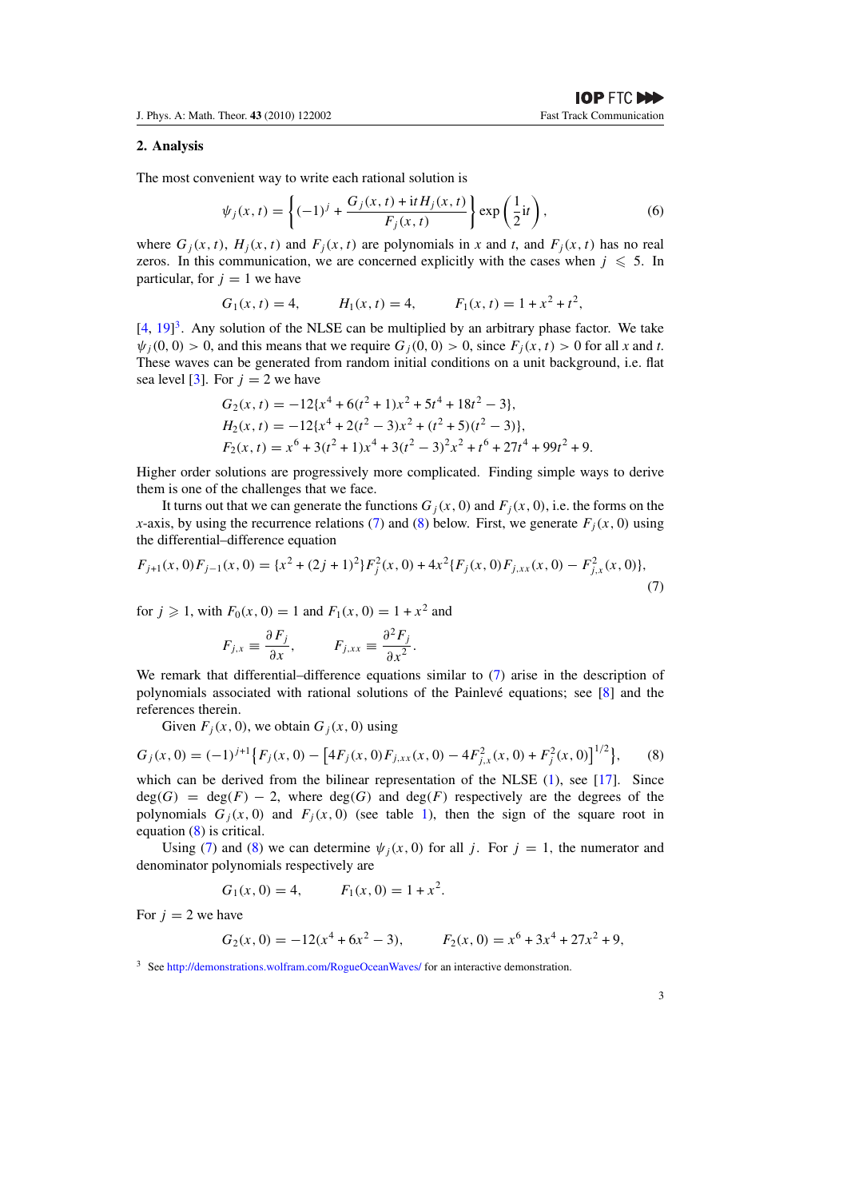## 2. Analysis

The most convenient way to write each rational solution is

$$\psi_j(x,t) = \left\{(-1)^j + \frac{G_j(x,t) + \mathrm{i}t H_j(x,t)}{F_j(x,t)}\right\} \exp\left(\frac{1}{2}\mathrm{i}t\right), \tag{6}$$

where $G_j(x,t)$, $H_j(x,t)$ and $F_j(x,t)$ are polynomials in $x$ and $t$, and $F_j(x,t)$ has no real zeros. In this communication, we are concerned explicitly with the cases when $j \leqslant 5$. In particular, for $j = 1$ we have

$$G_1(x,t) = 4, \qquad H_1(x,t) = 4, \qquad F_1(x,t) = 1 + x^2 + t^2,$$

[4, 19][3]. Any solution of the NLSE can be multiplied by an arbitrary phase factor. We take $\psi_j(0,0) > 0$, and this means that we require $G_j(0,0) > 0$, since $F_j(x,t) > 0$ for all $x$ and $t$. These waves can be generated from random initial conditions on a unit background, i.e. flat sea level [3]. For $j = 2$ we have

$$\begin{aligned}
G_2(x,t) &= -12\{x^4 + 6(t^2+1)x^2 + 5t^4 + 18t^2 - 3\},\\
H_2(x,t) &= -12\{x^4 + 2(t^2-3)x^2 + (t^2+5)(t^2-3)\},\\
F_2(x,t) &= x^6 + 3(t^2+1)x^4 + 3(t^2-3)^2x^2 + t^6 + 27t^4 + 99t^2 + 9.
\end{aligned}$$

Higher order solutions are progressively more complicated. Finding simple ways to derive them is one of the challenges that we face.

It turns out that we can generate the functions $G_j(x,0)$ and $F_j(x,0)$, i.e. the forms on the $x$-axis, by using the recurrence relations (7) and (8) below. First, we generate $F_j(x,0)$ using the differential–difference equation

$$F_{j+1}(x,0)F_{j-1}(x,0) = \{x^2 + (2j+1)^2\}F_j^2(x,0) + 4x^2\{F_j(x,0)F_{j,xx}(x,0) - F_{j,x}^2(x,0)\}, \tag{7}$$

for $j \geqslant 1$, with $F_0(x,0) = 1$ and $F_1(x,0) = 1 + x^2$ and

$$F_{j,x} \equiv \frac{\partial F_j}{\partial x}, \qquad F_{j,xx} \equiv \frac{\partial^2 F_j}{\partial x^2}.$$

We remark that differential–difference equations similar to (7) arise in the description of polynomials associated with rational solutions of the Painlevé equations; see [8] and the references therein.

Given $F_j(x,0)$, we obtain $G_j(x,0)$ using

$$G_j(x,0) = (-1)^{j+1}\left\{F_j(x,0) - \left[4F_j(x,0)F_{j,xx}(x,0) - 4F_{j,x}^2(x,0) + F_j^2(x,0)\right]^{1/2}\right\}, \tag{8}$$

which can be derived from the bilinear representation of the NLSE (1), see [17]. Since $\deg(G) = \deg(F) - 2$, where $\deg(G)$ and $\deg(F)$ respectively are the degrees of the polynomials $G_j(x,0)$ and $F_j(x,0)$ (see table 1), then the sign of the square root in equation (8) is critical.

Using (7) and (8) we can determine $\psi_j(x,0)$ for all $j$. For $j = 1$, the numerator and denominator polynomials respectively are

$$G_1(x,0) = 4, \qquad F_1(x,0) = 1 + x^2.$$

For $j = 2$ we have

$$G_2(x,0) = -12(x^4 + 6x^2 - 3), \qquad F_2(x,0) = x^6 + 3x^4 + 27x^2 + 9,$$

[3] See http://demonstrations.wolfram.com/RogueOceanWaves/ for an interactive demonstration.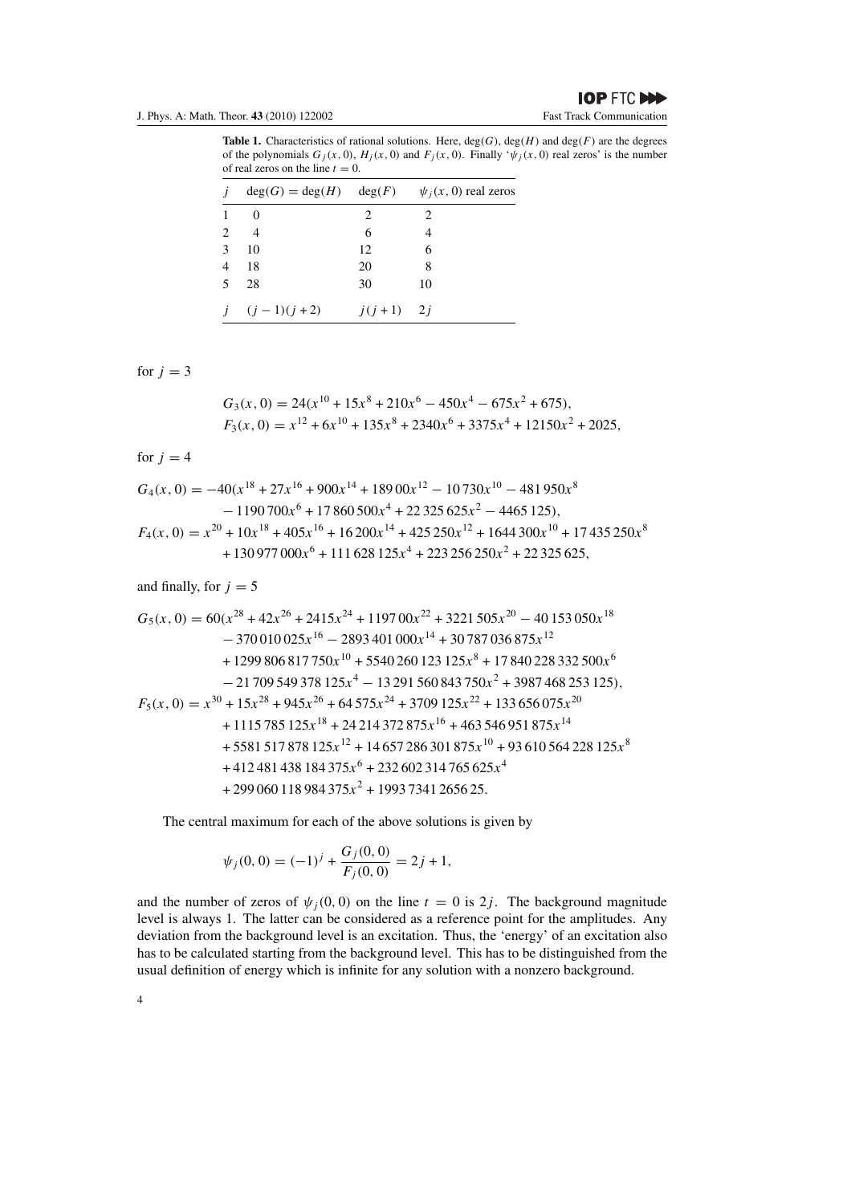**Table 1.** Characteristics of rational solutions. Here, $\deg(G)$, $\deg(H)$ and $\deg(F)$ are the degrees of the polynomials $G_j(x,0)$, $H_j(x,0)$ and $F_j(x,0)$. Finally '$\psi_j(x,0)$ real zeros' is the number of real zeros on the line $t=0$.

| $j$ | $\deg(G)=\deg(H)$ | $\deg(F)$ | $\psi_j(x,0)$ real zeros |
|---|---|---|---|
| 1 | 0 | 2 | 2 |
| 2 | 4 | 6 | 4 |
| 3 | 10 | 12 | 6 |
| 4 | 18 | 20 | 8 |
| 5 | 28 | 30 | 10 |
| $j$ | $(j-1)(j+2)$ | $j(j+1)$ | $2j$ |

for $j=3$

$$G_3(x,0) = 24(x^{10} + 15x^8 + 210x^6 - 450x^4 - 675x^2 + 675),$$
$$F_3(x,0) = x^{12} + 6x^{10} + 135x^8 + 2340x^6 + 3375x^4 + 12150x^2 + 2025,$$

for $j=4$

$$\begin{aligned}G_4(x,0) = -40(&x^{18} + 27x^{16} + 900x^{14} + 18900x^{12} - 10730x^{10} - 481950x^8 \\ &- 1190700x^6 + 17860500x^4 + 22325625x^2 - 4465125),\end{aligned}$$
$$\begin{aligned}F_4(x,0) = {}&x^{20} + 10x^{18} + 405x^{16} + 16200x^{14} + 425250x^{12} + 1644300x^{10} + 17435250x^8 \\ &+ 130977000x^6 + 111628125x^4 + 223256250x^2 + 22325625,\end{aligned}$$

and finally, for $j=5$

$$\begin{aligned}G_5(x,0) = 60(&x^{28} + 42x^{26} + 2415x^{24} + 119700x^{22} + 3221505x^{20} - 40153050x^{18} \\ &- 370010025x^{16} - 2893401000x^{14} + 30787036875x^{12} \\ &+ 1299806817750x^{10} + 5540260123125x^8 + 17840228332500x^6 \\ &- 21709549378125x^4 - 13291560843750x^2 + 3987468253125),\end{aligned}$$
$$\begin{aligned}F_5(x,0) = {}&x^{30} + 15x^{28} + 945x^{26} + 64575x^{24} + 3709125x^{22} + 133656075x^{20} \\ &+ 1115785125x^{18} + 24214372875x^{16} + 463546951875x^{14} \\ &+ 5581517878125x^{12} + 14657286301875x^{10} + 93610564228125x^8 \\ &+ 412481438184375x^6 + 232602314765625x^4 \\ &+ 299060118984375x^2 + 19937341265625.\end{aligned}$$

The central maximum for each of the above solutions is given by

$$\psi_j(0,0) = (-1)^j + \frac{G_j(0,0)}{F_j(0,0)} = 2j+1,$$

and the number of zeros of $\psi_j(0,0)$ on the line $t=0$ is $2j$. The background magnitude level is always 1. The latter can be considered as a reference point for the amplitudes. Any deviation from the background level is an excitation. Thus, the 'energy' of an excitation also has to be calculated starting from the background level. This has to be distinguished from the usual definition of energy which is infinite for any solution with a nonzero background.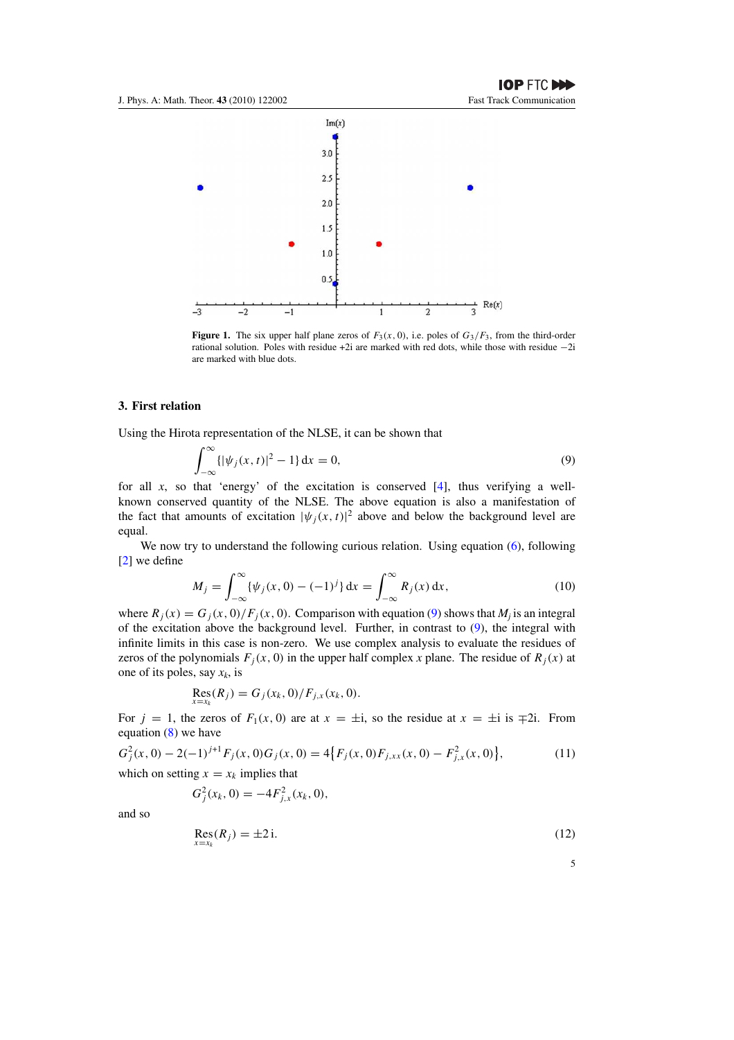Figure 1. The six upper half plane zeros of $F_3(x, 0)$, i.e. poles of $G_3/F_3$, from the third-order rational solution. Poles with residue +2i are marked with red dots, while those with residue −2i are marked with blue dots.

## 3. First relation

Using the Hirota representation of the NLSE, it can be shown that

$$\int_{-\infty}^{\infty} \{|\psi_j(x,t)|^2 - 1\}\,\mathrm{d}x = 0, \tag{9}$$

for all $x$, so that 'energy' of the excitation is conserved [4], thus verifying a well-known conserved quantity of the NLSE. The above equation is also a manifestation of the fact that amounts of excitation $|\psi_j(x,t)|^2$ above and below the background level are equal.

We now try to understand the following curious relation. Using equation (6), following [2] we define

$$M_j = \int_{-\infty}^{\infty} \{\psi_j(x,0) - (-1)^j\}\,\mathrm{d}x = \int_{-\infty}^{\infty} R_j(x)\,\mathrm{d}x, \tag{10}$$

where $R_j(x) = G_j(x,0)/F_j(x,0)$. Comparison with equation (9) shows that $M_j$ is an integral of the excitation above the background level. Further, in contrast to (9), the integral with infinite limits in this case is non-zero. We use complex analysis to evaluate the residues of zeros of the polynomials $F_j(x,0)$ in the upper half complex $x$ plane. The residue of $R_j(x)$ at one of its poles, say $x_k$, is

$$\operatorname*{Res}_{x=x_k}(R_j) = G_j(x_k,0)/F_{j,x}(x_k,0).$$

For $j = 1$, the zeros of $F_1(x,0)$ are at $x = \pm\mathrm{i}$, so the residue at $x = \pm\mathrm{i}$ is $\mp 2\mathrm{i}$. From equation (8) we have

$$G_j^2(x,0) - 2(-1)^{j+1}F_j(x,0)G_j(x,0) = 4\big\{F_j(x,0)F_{j,xx}(x,0) - F_{j,x}^2(x,0)\big\}, \tag{11}$$

which on setting $x = x_k$ implies that

$$G_j^2(x_k,0) = -4F_{j,x}^2(x_k,0),$$

and so

$$\operatorname*{Res}_{x=x_k}(R_j) = \pm 2\,\mathrm{i}. \tag{12}$$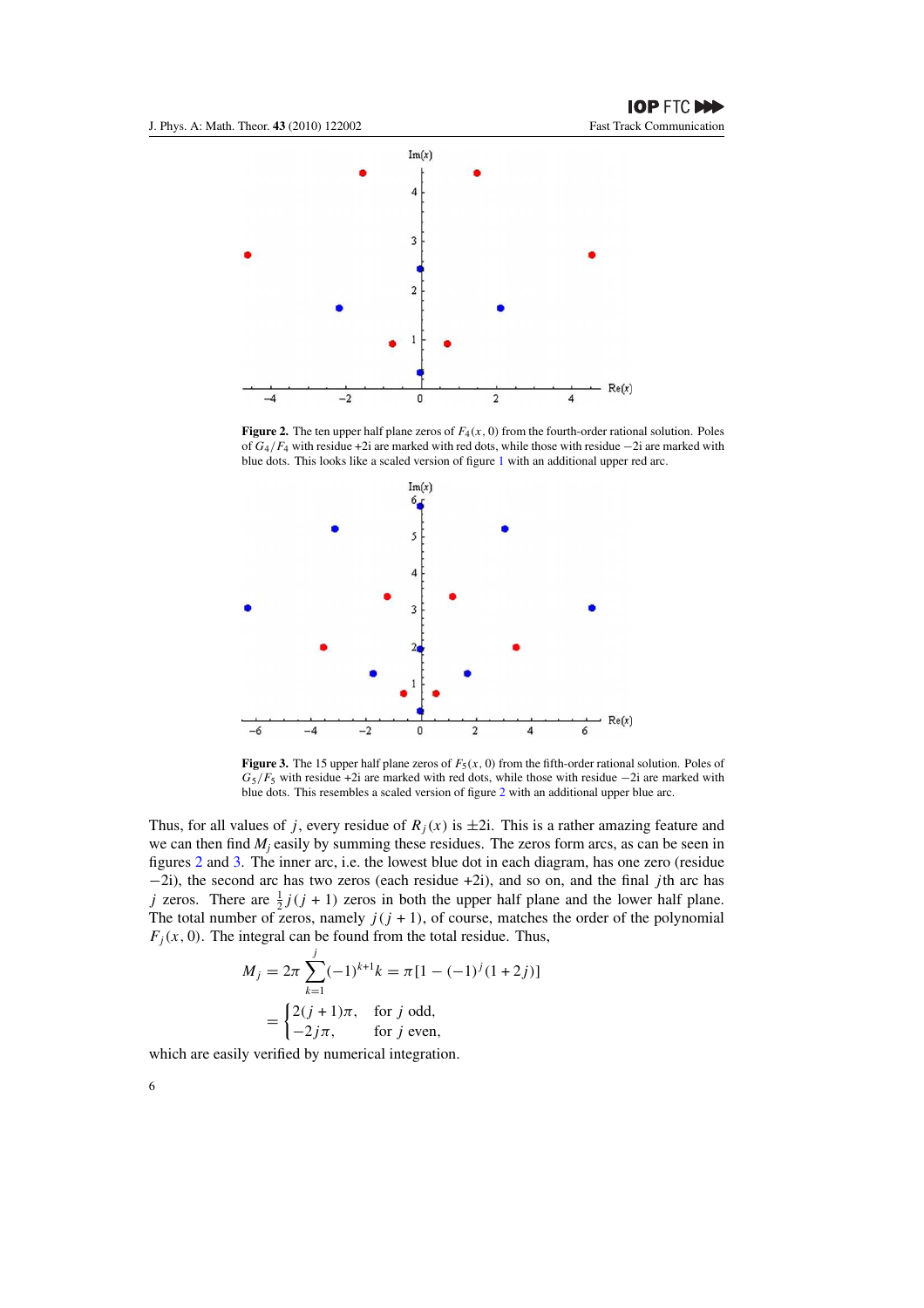**Figure 2.** The ten upper half plane zeros of $F_4(x, 0)$ from the fourth-order rational solution. Poles of $G_4/F_4$ with residue +2i are marked with red dots, while those with residue −2i are marked with blue dots. This looks like a scaled version of figure 1 with an additional upper red arc.

**Figure 3.** The 15 upper half plane zeros of $F_5(x, 0)$ from the fifth-order rational solution. Poles of $G_5/F_5$ with residue +2i are marked with red dots, while those with residue −2i are marked with blue dots. This resembles a scaled version of figure 2 with an additional upper blue arc.

Thus, for all values of $j$, every residue of $R_j(x)$ is $\pm 2$i. This is a rather amazing feature and we can then find $M_j$ easily by summing these residues. The zeros form arcs, as can be seen in figures 2 and 3. The inner arc, i.e. the lowest blue dot in each diagram, has one zero (residue −2i), the second arc has two zeros (each residue +2i), and so on, and the final $j$th arc has $j$ zeros. There are $\frac{1}{2}j(j+1)$ zeros in both the upper half plane and the lower half plane. The total number of zeros, namely $j(j+1)$, of course, matches the order of the polynomial $F_j(x, 0)$. The integral can be found from the total residue. Thus,

$$M_j = 2\pi \sum_{k=1}^{j} (-1)^{k+1} k = \pi[1 - (-1)^j(1+2j)]$$

$$= \begin{cases} 2(j+1)\pi, & \text{for } j \text{ odd,} \\ -2j\pi, & \text{for } j \text{ even,} \end{cases}$$

which are easily verified by numerical integration.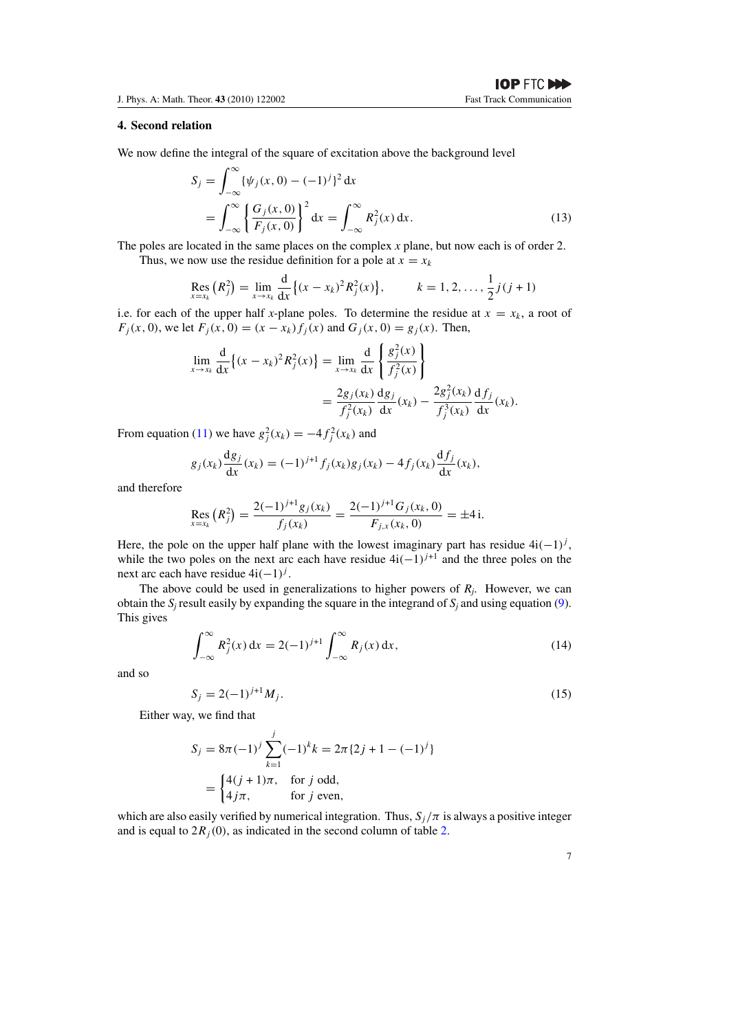## 4. Second relation

We now define the integral of the square of excitation above the background level

$$
\begin{aligned}
S_j &= \int_{-\infty}^{\infty} \{\psi_j(x,0) - (-1)^j\}^2 \, \mathrm{d}x \\
&= \int_{-\infty}^{\infty} \left\{ \frac{G_j(x,0)}{F_j(x,0)} \right\}^2 \mathrm{d}x = \int_{-\infty}^{\infty} R_j^2(x) \, \mathrm{d}x.
\end{aligned}
\tag{13}
$$

The poles are located in the same places on the complex $x$ plane, but now each is of order 2.

Thus, we now use the residue definition for a pole at $x = x_k$

$$
\operatorname*{Res}_{x=x_k} \left(R_j^2\right) = \lim_{x \to x_k} \frac{\mathrm{d}}{\mathrm{d}x} \left\{ (x - x_k)^2 R_j^2(x) \right\}, \qquad k = 1, 2, \ldots, \frac{1}{2} j(j+1)
$$

i.e. for each of the upper half $x$-plane poles. To determine the residue at $x = x_k$, a root of $F_j(x,0)$, we let $F_j(x,0) = (x - x_k) f_j(x)$ and $G_j(x,0) = g_j(x)$. Then,

$$
\begin{aligned}
\lim_{x \to x_k} \frac{\mathrm{d}}{\mathrm{d}x} \left\{ (x - x_k)^2 R_j^2(x) \right\} &= \lim_{x \to x_k} \frac{\mathrm{d}}{\mathrm{d}x} \left\{ \frac{g_j^2(x)}{f_j^2(x)} \right\} \\
&= \frac{2 g_j(x_k)}{f_j^2(x_k)} \frac{\mathrm{d}g_j}{\mathrm{d}x}(x_k) - \frac{2 g_j^2(x_k)}{f_j^3(x_k)} \frac{\mathrm{d}f_j}{\mathrm{d}x}(x_k).
\end{aligned}
$$

From equation (11) we have $g_j^2(x_k) = -4 f_j^2(x_k)$ and

$$
g_j(x_k) \frac{\mathrm{d}g_j}{\mathrm{d}x}(x_k) = (-1)^{j+1} f_j(x_k) g_j(x_k) - 4 f_j(x_k) \frac{\mathrm{d}f_j}{\mathrm{d}x}(x_k),
$$

and therefore

$$
\operatorname*{Res}_{x=x_k} \left(R_j^2\right) = \frac{2(-1)^{j+1} g_j(x_k)}{f_j(x_k)} = \frac{2(-1)^{j+1} G_j(x_k,0)}{F_{j,x}(x_k,0)} = \pm 4\,\mathrm{i}.
$$

Here, the pole on the upper half plane with the lowest imaginary part has residue $4\mathrm{i}(-1)^j$, while the two poles on the next arc each have residue $4\mathrm{i}(-1)^{j+1}$ and the three poles on the next arc each have residue $4\mathrm{i}(-1)^j$.

The above could be used in generalizations to higher powers of $R_j$. However, we can obtain the $S_j$ result easily by expanding the square in the integrand of $S_j$ and using equation (9). This gives

$$
\int_{-\infty}^{\infty} R_j^2(x) \, \mathrm{d}x = 2(-1)^{j+1} \int_{-\infty}^{\infty} R_j(x) \, \mathrm{d}x,
\tag{14}
$$

and so

$$
S_j = 2(-1)^{j+1} M_j.
\tag{15}
$$

Either way, we find that

$$
\begin{aligned}
S_j &= 8\pi(-1)^j \sum_{k=1}^{j} (-1)^k k = 2\pi\{2j + 1 - (-1)^j\} \\
&= \begin{cases} 4(j+1)\pi, & \text{for } j \text{ odd}, \\ 4j\pi, & \text{for } j \text{ even}, \end{cases}
\end{aligned}
$$

which are also easily verified by numerical integration. Thus, $S_j/\pi$ is always a positive integer and is equal to $2R_j(0)$, as indicated in the second column of table 2.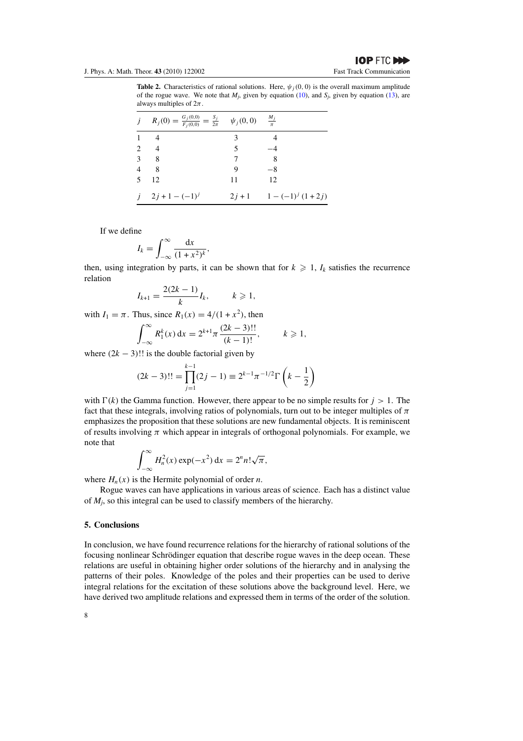**Table 2.** Characteristics of rational solutions. Here, $\psi_j(0,0)$ is the overall maximum amplitude of the rogue wave. We note that $M_j$, given by equation (10), and $S_j$, given by equation (13), are always multiples of $2\pi$.

| $j$ | $R_j(0) = \frac{G_j(0,0)}{F_j(0,0)} = \frac{S_j}{2\pi}$ | $\psi_j(0,0)$ | $\frac{M_j}{\pi}$ |
|---|---|---|---|
| 1 | 4 | 3 | 4 |
| 2 | 4 | 5 | $-4$ |
| 3 | 8 | 7 | 8 |
| 4 | 8 | 9 | $-8$ |
| 5 | 12 | 11 | 12 |
| $j$ | $2j + 1 - (-1)^j$ | $2j + 1$ | $1 - (-1)^j\,(1 + 2j)$ |

If we define

$$I_k = \int_{-\infty}^{\infty} \frac{\mathrm{d}x}{(1+x^2)^k},$$

then, using integration by parts, it can be shown that for $k \geqslant 1$, $I_k$ satisfies the recurrence relation

$$I_{k+1} = \frac{2(2k-1)}{k} I_k, \qquad k \geqslant 1,$$

with $I_1 = \pi$. Thus, since $R_1(x) = 4/(1+x^2)$, then

$$\int_{-\infty}^{\infty} R_1^k(x)\,\mathrm{d}x = 2^{k+1}\pi \frac{(2k-3)!!}{(k-1)!}, \qquad k \geqslant 1,$$

where $(2k-3)!!$ is the double factorial given by

$$(2k-3)!! = \prod_{j=1}^{k-1}(2j-1) \equiv 2^{k-1}\pi^{-1/2}\Gamma\left(k - \frac{1}{2}\right)$$

with $\Gamma(k)$ the Gamma function. However, there appear to be no simple results for $j > 1$. The fact that these integrals, involving ratios of polynomials, turn out to be integer multiples of $\pi$ emphasizes the proposition that these solutions are new fundamental objects. It is reminiscent of results involving $\pi$ which appear in integrals of orthogonal polynomials. For example, we note that

$$\int_{-\infty}^{\infty} H_n^2(x)\exp(-x^2)\,\mathrm{d}x = 2^n n!\sqrt{\pi},$$

where $H_n(x)$ is the Hermite polynomial of order $n$.

Rogue waves can have applications in various areas of science. Each has a distinct value of $M_j$, so this integral can be used to classify members of the hierarchy.

## 5. Conclusions

In conclusion, we have found recurrence relations for the hierarchy of rational solutions of the focusing nonlinear Schrödinger equation that describe rogue waves in the deep ocean. These relations are useful in obtaining higher order solutions of the hierarchy and in analysing the patterns of their poles. Knowledge of the poles and their properties can be used to derive integral relations for the excitation of these solutions above the background level. Here, we have derived two amplitude relations and expressed them in terms of the order of the solution.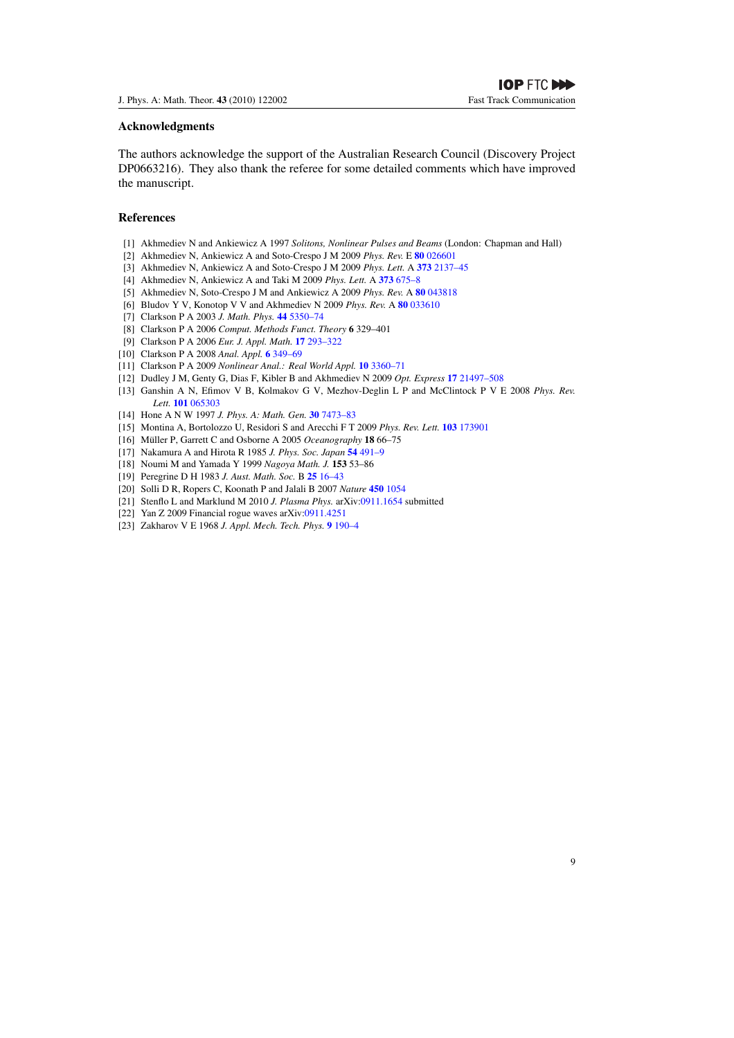## Acknowledgments

The authors acknowledge the support of the Australian Research Council (Discovery Project DP0663216). They also thank the referee for some detailed comments which have improved the manuscript.

## References

[1] Akhmediev N and Ankiewicz A 1997 *Solitons, Nonlinear Pulses and Beams* (London: Chapman and Hall)
[2] Akhmediev N, Ankiewicz A and Soto-Crespo J M 2009 *Phys. Rev.* E **80** 026601
[3] Akhmediev N, Ankiewicz A and Soto-Crespo J M 2009 *Phys. Lett.* A **373** 2137–45
[4] Akhmediev N, Ankiewicz A and Taki M 2009 *Phys. Lett.* A **373** 675–8
[5] Akhmediev N, Soto-Crespo J M and Ankiewicz A 2009 *Phys. Rev.* A **80** 043818
[6] Bludov Y V, Konotop V V and Akhmediev N 2009 *Phys. Rev.* A **80** 033610
[7] Clarkson P A 2003 *J. Math. Phys.* **44** 5350–74
[8] Clarkson P A 2006 *Comput. Methods Funct. Theory* **6** 329–401
[9] Clarkson P A 2006 *Eur. J. Appl. Math.* **17** 293–322
[10] Clarkson P A 2008 *Anal. Appl.* **6** 349–69
[11] Clarkson P A 2009 *Nonlinear Anal.: Real World Appl.* **10** 3360–71
[12] Dudley J M, Genty G, Dias F, Kibler B and Akhmediev N 2009 *Opt. Express* **17** 21497–508
[13] Ganshin A N, Efimov V B, Kolmakov G V, Mezhov-Deglin L P and McClintock P V E 2008 *Phys. Rev. Lett.* **101** 065303
[14] Hone A N W 1997 *J. Phys. A: Math. Gen.* **30** 7473–83
[15] Montina A, Bortolozzo U, Residori S and Arecchi F T 2009 *Phys. Rev. Lett.* **103** 173901
[16] Müller P, Garrett C and Osborne A 2005 *Oceanography* **18** 66–75
[17] Nakamura A and Hirota R 1985 *J. Phys. Soc. Japan* **54** 491–9
[18] Noumi M and Yamada Y 1999 *Nagoya Math. J.* **153** 53–86
[19] Peregrine D H 1983 *J. Aust. Math. Soc.* B **25** 16–43
[20] Solli D R, Ropers C, Koonath P and Jalali B 2007 *Nature* **450** 1054
[21] Stenflo L and Marklund M 2010 *J. Plasma Phys.* arXiv:0911.1654 submitted
[22] Yan Z 2009 Financial rogue waves arXiv:0911.4251
[23] Zakharov V E 1968 *J. Appl. Mech. Tech. Phys.* **9** 190–4